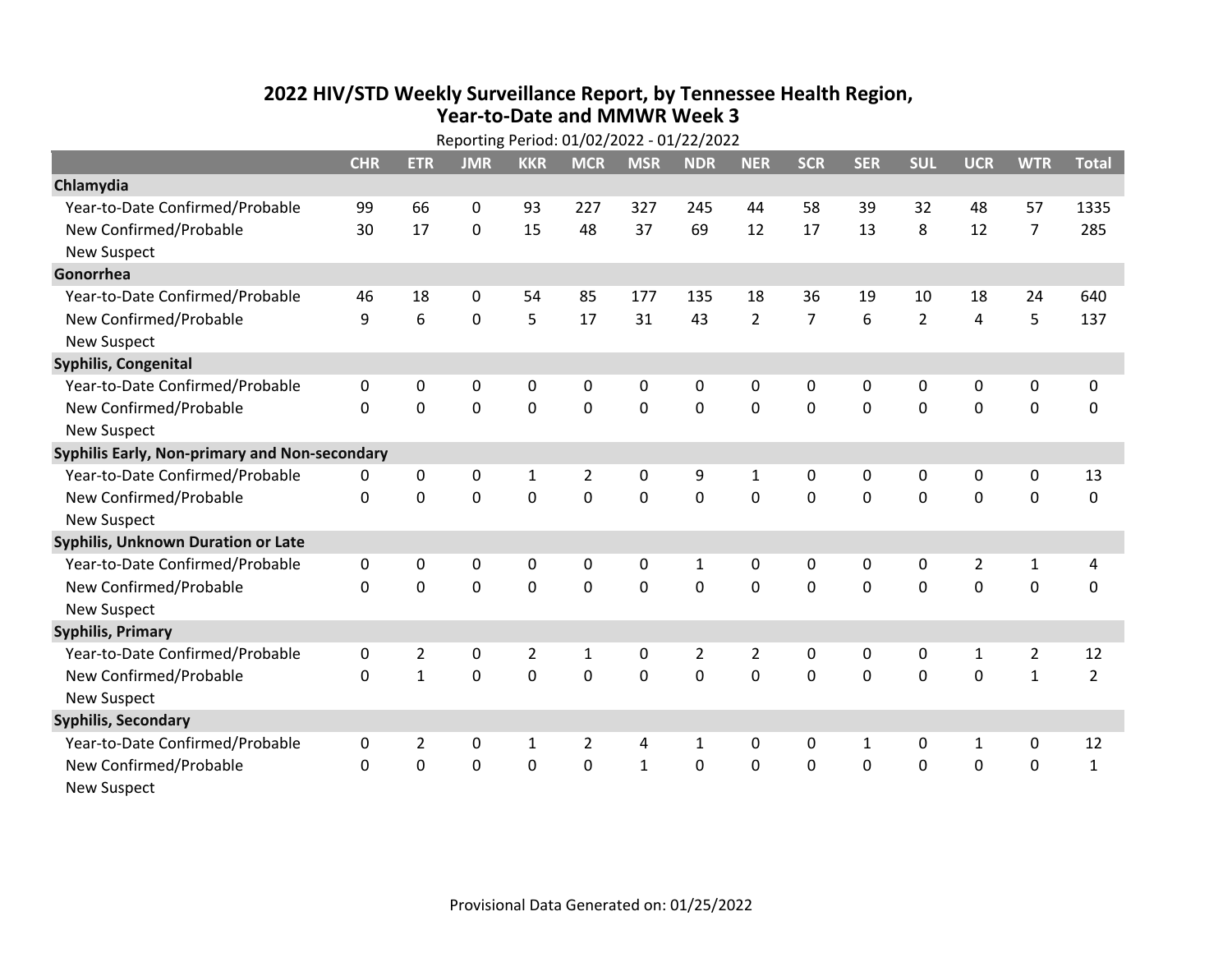# 2022 HIV/STD Weekly Surveillance Report, by Tennessee Health Region, Year-to-Date and MMWR Week 3

Reporting Period: 01/02/2022 - 01/22/2022

| | CHR | ETR | JMR | KKR | MCR | MSR | NDR | NER | SCR | SER | SUL | UCR | WTR | Total |
|---|---|---|---|---|---|---|---|---|---|---|---|---|---|---|
| **Chlamydia** | | | | | | | | | | | | | | |
| Year-to-Date Confirmed/Probable | 99 | 66 | 0 | 93 | 227 | 327 | 245 | 44 | 58 | 39 | 32 | 48 | 57 | 1335 |
| New Confirmed/Probable | 30 | 17 | 0 | 15 | 48 | 37 | 69 | 12 | 17 | 13 | 8 | 12 | 7 | 285 |
| New Suspect | | | | | | | | | | | | | | |
| **Gonorrhea** | | | | | | | | | | | | | | |
| Year-to-Date Confirmed/Probable | 46 | 18 | 0 | 54 | 85 | 177 | 135 | 18 | 36 | 19 | 10 | 18 | 24 | 640 |
| New Confirmed/Probable | 9 | 6 | 0 | 5 | 17 | 31 | 43 | 2 | 7 | 6 | 2 | 4 | 5 | 137 |
| New Suspect | | | | | | | | | | | | | | |
| **Syphilis, Congenital** | | | | | | | | | | | | | | |
| Year-to-Date Confirmed/Probable | 0 | 0 | 0 | 0 | 0 | 0 | 0 | 0 | 0 | 0 | 0 | 0 | 0 | 0 |
| New Confirmed/Probable | 0 | 0 | 0 | 0 | 0 | 0 | 0 | 0 | 0 | 0 | 0 | 0 | 0 | 0 |
| New Suspect | | | | | | | | | | | | | | |
| **Syphilis Early, Non-primary and Non-secondary** | | | | | | | | | | | | | | |
| Year-to-Date Confirmed/Probable | 0 | 0 | 0 | 1 | 2 | 0 | 9 | 1 | 0 | 0 | 0 | 0 | 0 | 13 |
| New Confirmed/Probable | 0 | 0 | 0 | 0 | 0 | 0 | 0 | 0 | 0 | 0 | 0 | 0 | 0 | 0 |
| New Suspect | | | | | | | | | | | | | | |
| **Syphilis, Unknown Duration or Late** | | | | | | | | | | | | | | |
| Year-to-Date Confirmed/Probable | 0 | 0 | 0 | 0 | 0 | 0 | 1 | 0 | 0 | 0 | 0 | 2 | 1 | 4 |
| New Confirmed/Probable | 0 | 0 | 0 | 0 | 0 | 0 | 0 | 0 | 0 | 0 | 0 | 0 | 0 | 0 |
| New Suspect | | | | | | | | | | | | | | |
| **Syphilis, Primary** | | | | | | | | | | | | | | |
| Year-to-Date Confirmed/Probable | 0 | 2 | 0 | 2 | 1 | 0 | 2 | 2 | 0 | 0 | 0 | 1 | 2 | 12 |
| New Confirmed/Probable | 0 | 1 | 0 | 0 | 0 | 0 | 0 | 0 | 0 | 0 | 0 | 0 | 1 | 2 |
| New Suspect | | | | | | | | | | | | | | |
| **Syphilis, Secondary** | | | | | | | | | | | | | | |
| Year-to-Date Confirmed/Probable | 0 | 2 | 0 | 1 | 2 | 4 | 1 | 0 | 0 | 1 | 0 | 1 | 0 | 12 |
| New Confirmed/Probable | 0 | 0 | 0 | 0 | 0 | 1 | 0 | 0 | 0 | 0 | 0 | 0 | 0 | 1 |
| New Suspect | | | | | | | | | | | | | | |

Provisional Data Generated on: 01/25/2022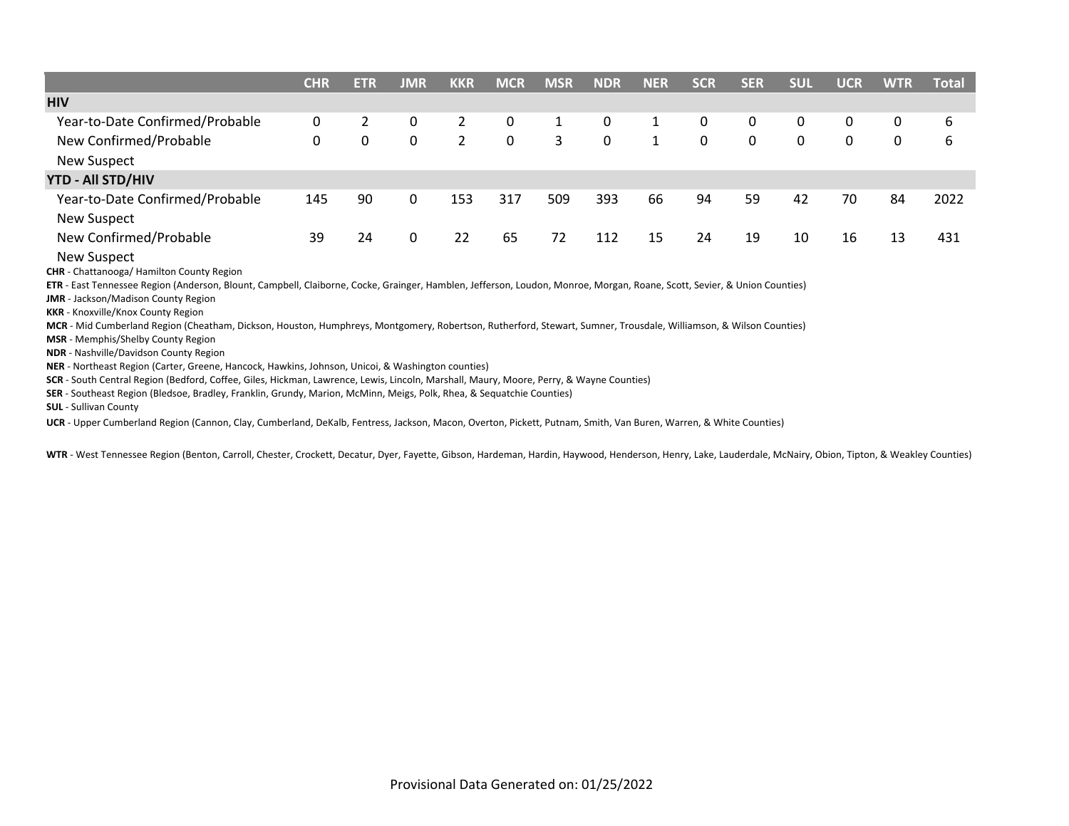| | CHR | ETR | JMR | KKR | MCR | MSR | NDR | NER | SCR | SER | SUL | UCR | WTR | Total |
|---|---|---|---|---|---|---|---|---|---|---|---|---|---|---|
| **HIV** | | | | | | | | | | | | | | |
| Year-to-Date Confirmed/Probable | 0 | 2 | 0 | 2 | 0 | 1 | 0 | 1 | 0 | 0 | 0 | 0 | 0 | 6 |
| New Confirmed/Probable | 0 | 0 | 0 | 2 | 0 | 3 | 0 | 1 | 0 | 0 | 0 | 0 | 0 | 6 |
| New Suspect | | | | | | | | | | | | | | |
| **YTD - All STD/HIV** | | | | | | | | | | | | | | |
| Year-to-Date Confirmed/Probable | 145 | 90 | 0 | 153 | 317 | 509 | 393 | 66 | 94 | 59 | 42 | 70 | 84 | 2022 |
| New Suspect | | | | | | | | | | | | | | |
| New Confirmed/Probable | 39 | 24 | 0 | 22 | 65 | 72 | 112 | 15 | 24 | 19 | 10 | 16 | 13 | 431 |
| New Suspect | | | | | | | | | | | | | | |

**CHR** - Chattanooga/ Hamilton County Region

**ETR** - East Tennessee Region (Anderson, Blount, Campbell, Claiborne, Cocke, Grainger, Hamblen, Jefferson, Loudon, Monroe, Morgan, Roane, Scott, Sevier, & Union Counties)

**JMR** - Jackson/Madison County Region

**KKR** - Knoxville/Knox County Region

**MCR** - Mid Cumberland Region (Cheatham, Dickson, Houston, Humphreys, Montgomery, Robertson, Rutherford, Stewart, Sumner, Trousdale, Williamson, & Wilson Counties)

**MSR** - Memphis/Shelby County Region

**NDR** - Nashville/Davidson County Region

**NER** - Northeast Region (Carter, Greene, Hancock, Hawkins, Johnson, Unicoi, & Washington counties)

**SCR** - South Central Region (Bedford, Coffee, Giles, Hickman, Lawrence, Lewis, Lincoln, Marshall, Maury, Moore, Perry, & Wayne Counties)

**SER** - Southeast Region (Bledsoe, Bradley, Franklin, Grundy, Marion, McMinn, Meigs, Polk, Rhea, & Sequatchie Counties)

**SUL** - Sullivan County

**UCR** - Upper Cumberland Region (Cannon, Clay, Cumberland, DeKalb, Fentress, Jackson, Macon, Overton, Pickett, Putnam, Smith, Van Buren, Warren, & White Counties)

**WTR** - West Tennessee Region (Benton, Carroll, Chester, Crockett, Decatur, Dyer, Fayette, Gibson, Hardeman, Hardin, Haywood, Henderson, Henry, Lake, Lauderdale, McNairy, Obion, Tipton, & Weakley Counties)

Provisional Data Generated on: 01/25/2022